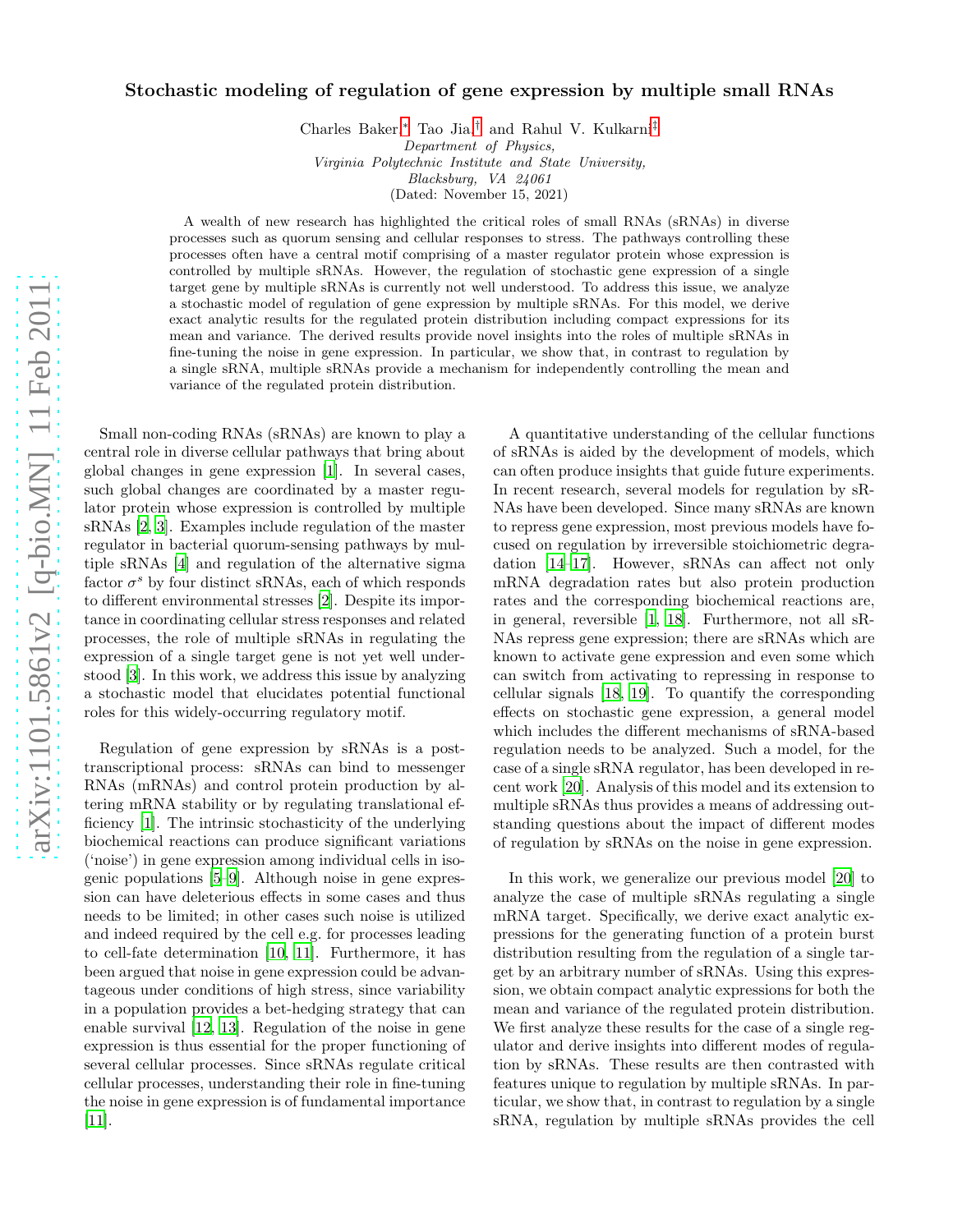# Stochastic modeling of regulation of gene expression by multiple small RNAs

Charles Baker,[*] Tao Jia,[†] and Rahul V. Kulkarni[‡]

*Department of Physics, Virginia Polytechnic Institute and State University, Blacksburg, VA 24061*

(Dated: November 15, 2021)

A wealth of new research has highlighted the critical roles of small RNAs (sRNAs) in diverse processes such as quorum sensing and cellular responses to stress. The pathways controlling these processes often have a central motif comprising of a master regulator protein whose expression is controlled by multiple sRNAs. However, the regulation of stochastic gene expression of a single target gene by multiple sRNAs is currently not well understood. To address this issue, we analyze a stochastic model of regulation of gene expression by multiple sRNAs. For this model, we derive exact analytic results for the regulated protein distribution including compact expressions for its mean and variance. The derived results provide novel insights into the roles of multiple sRNAs in fine-tuning the noise in gene expression. In particular, we show that, in contrast to regulation by a single sRNA, multiple sRNAs provide a mechanism for independently controlling the mean and variance of the regulated protein distribution.

Small non-coding RNAs (sRNAs) are known to play a central role in diverse cellular pathways that bring about global changes in gene expression [1]. In several cases, such global changes are coordinated by a master regulator protein whose expression is controlled by multiple sRNAs [2, 3]. Examples include regulation of the master regulator in bacterial quorum-sensing pathways by multiple sRNAs [4] and regulation of the alternative sigma factor $\sigma^s$ by four distinct sRNAs, each of which responds to different environmental stresses [2]. Despite its importance in coordinating cellular stress responses and related processes, the role of multiple sRNAs in regulating the expression of a single target gene is not yet well understood [3]. In this work, we address this issue by analyzing a stochastic model that elucidates potential functional roles for this widely-occurring regulatory motif.

Regulation of gene expression by sRNAs is a post-transcriptional process: sRNAs can bind to messenger RNAs (mRNAs) and control protein production by altering mRNA stability or by regulating translational efficiency [1]. The intrinsic stochasticity of the underlying biochemical reactions can produce significant variations ('noise') in gene expression among individual cells in isogenic populations [5–9]. Although noise in gene expression can have deleterious effects in some cases and thus needs to be limited; in other cases such noise is utilized and indeed required by the cell e.g. for processes leading to cell-fate determination [10, 11]. Furthermore, it has been argued that noise in gene expression could be advantageous under conditions of high stress, since variability in a population provides a bet-hedging strategy that can enable survival [12, 13]. Regulation of the noise in gene expression is thus essential for the proper functioning of several cellular processes. Since sRNAs regulate critical cellular processes, understanding their role in fine-tuning the noise in gene expression is of fundamental importance [11].

A quantitative understanding of the cellular functions of sRNAs is aided by the development of models, which can often produce insights that guide future experiments. In recent research, several models for regulation by sRNAs have been developed. Since many sRNAs are known to repress gene expression, most previous models have focused on regulation by irreversible stoichiometric degradation [14–17]. However, sRNAs can affect not only mRNA degradation rates but also protein production rates and the corresponding biochemical reactions are, in general, reversible [1, 18]. Furthermore, not all sRNAs repress gene expression; there are sRNAs which are known to activate gene expression and even some which can switch from activating to repressing in response to cellular signals [18, 19]. To quantify the corresponding effects on stochastic gene expression, a general model which includes the different mechanisms of sRNA-based regulation needs to be analyzed. Such a model, for the case of a single sRNA regulator, has been developed in recent work [20]. Analysis of this model and its extension to multiple sRNAs thus provides a means of addressing outstanding questions about the impact of different modes of regulation by sRNAs on the noise in gene expression.

In this work, we generalize our previous model [20] to analyze the case of multiple sRNAs regulating a single mRNA target. Specifically, we derive exact analytic expressions for the generating function of a protein burst distribution resulting from the regulation of a single target by an arbitrary number of sRNAs. Using this expression, we obtain compact analytic expressions for both the mean and variance of the regulated protein distribution. We first analyze these results for the case of a single regulator and derive insights into different modes of regulation by sRNAs. These results are then contrasted with features unique to regulation by multiple sRNAs. In particular, we show that, in contrast to regulation by a single sRNA, regulation by multiple sRNAs provides the cell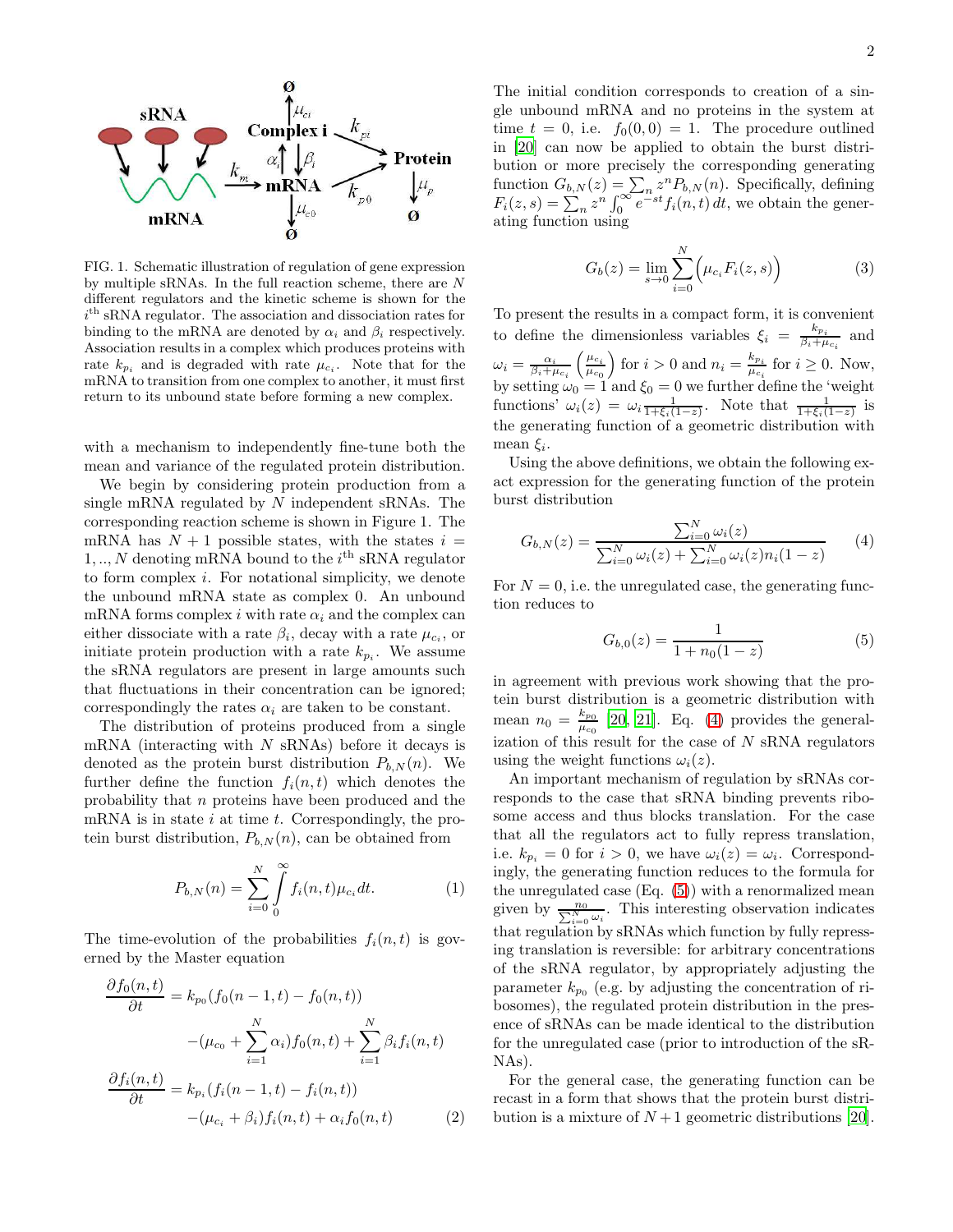sRNA

mRNA

Complex i

mRNA

Protein

Ø

Ø

Ø

FIG. 1. Schematic illustration of regulation of gene expression by multiple sRNAs. In the full reaction scheme, there are $N$ different regulators and the kinetic scheme is shown for the $i^{\text{th}}$ sRNA regulator. The association and dissociation rates for binding to the mRNA are denoted by $\alpha_i$ and $\beta_i$ respectively. Association results in a complex which produces proteins with rate $k_{p_i}$ and is degraded with rate $\mu_{c_i}$. Note that for the mRNA to transition from one complex to another, it must first return to its unbound state before forming a new complex.

with a mechanism to independently fine-tune both the mean and variance of the regulated protein distribution.

We begin by considering protein production from a single mRNA regulated by $N$ independent sRNAs. The corresponding reaction scheme is shown in Figure 1. The mRNA has $N+1$ possible states, with the states $i = 1, .., N$ denoting mRNA bound to the $i^{\text{th}}$ sRNA regulator to form complex $i$. For notational simplicity, we denote the unbound mRNA state as complex 0. An unbound mRNA forms complex $i$ with rate $\alpha_i$ and the complex can either dissociate with a rate $\beta_i$, decay with a rate $\mu_{c_i}$, or initiate protein production with a rate $k_{p_i}$. We assume the sRNA regulators are present in large amounts such that fluctuations in their concentration can be ignored; correspondingly the rates $\alpha_i$ are taken to be constant.

The distribution of proteins produced from a single mRNA (interacting with $N$ sRNAs) before it decays is denoted as the protein burst distribution $P_{b,N}(n)$. We further define the function $f_i(n,t)$ which denotes the probability that $n$ proteins have been produced and the mRNA is in state $i$ at time $t$. Correspondingly, the protein burst distribution, $P_{b,N}(n)$, can be obtained from

$$P_{b,N}(n) = \sum_{i=0}^{N} \int_{0}^{\infty} f_i(n,t)\mu_{c_i} dt. \tag{1}$$

The time-evolution of the probabilities $f_i(n,t)$ is governed by the Master equation

$$\begin{aligned}
\frac{\partial f_0(n,t)}{\partial t} &= k_{p_0}(f_0(n-1,t) - f_0(n,t)) \\
&\quad -(\mu_{c_0} + \sum_{i=1}^{N}\alpha_i) f_0(n,t) + \sum_{i=1}^{N}\beta_i f_i(n,t) \\
\frac{\partial f_i(n,t)}{\partial t} &= k_{p_i}(f_i(n-1,t) - f_i(n,t)) \\
&\quad -(\mu_{c_i} + \beta_i) f_i(n,t) + \alpha_i f_0(n,t)
\end{aligned} \tag{2}$$

The initial condition corresponds to creation of a single unbound mRNA and no proteins in the system at time $t = 0$, i.e. $f_0(0,0) = 1$. The procedure outlined in [20] can now be applied to obtain the burst distribution or more precisely the corresponding generating function $G_{b,N}(z) = \sum_n z^n P_{b,N}(n)$. Specifically, defining $F_i(z,s) = \sum_n z^n \int_0^\infty e^{-st} f_i(n,t)\, dt$, we obtain the generating function using

$$G_b(z) = \lim_{s\to 0} \sum_{i=0}^{N} \Big(\mu_{c_i} F_i(z,s)\Big) \tag{3}$$

To present the results in a compact form, it is convenient to define the dimensionless variables $\xi_i = \frac{k_{p_i}}{\beta_i + \mu_{c_i}}$ and $\omega_i = \frac{\alpha_i}{\beta_i + \mu_{c_i}}\left(\frac{\mu_{c_i}}{\mu_{c_0}}\right)$ for $i > 0$ and $n_i = \frac{k_{p_i}}{\mu_{c_i}}$ for $i \geq 0$. Now, by setting $\omega_0 = 1$ and $\xi_0 = 0$ we further define the 'weight functions' $\omega_i(z) = \omega_i \frac{1}{1+\xi_i(1-z)}$. Note that $\frac{1}{1+\xi_i(1-z)}$ is the generating function of a geometric distribution with mean $\xi_i$.

Using the above definitions, we obtain the following exact expression for the generating function of the protein burst distribution

$$G_{b,N}(z) = \frac{\sum_{i=0}^{N} \omega_i(z)}{\sum_{i=0}^{N} \omega_i(z) + \sum_{i=0}^{N} \omega_i(z) n_i (1-z)} \tag{4}$$

For $N = 0$, i.e. the unregulated case, the generating function reduces to

$$G_{b,0}(z) = \frac{1}{1 + n_0(1-z)} \tag{5}$$

in agreement with previous work showing that the protein burst distribution is a geometric distribution with mean $n_0 = \frac{k_{p_0}}{\mu_{c_0}}$ [20, 21]. Eq. (4) provides the generalization of this result for the case of $N$ sRNA regulators using the weight functions $\omega_i(z)$.

An important mechanism of regulation by sRNAs corresponds to the case that sRNA binding prevents ribosome access and thus blocks translation. For the case that all the regulators act to fully repress translation, i.e. $k_{p_i} = 0$ for $i > 0$, we have $\omega_i(z) = \omega_i$. Correspondingly, the generating function reduces to the formula for the unregulated case (Eq. (5)) with a renormalized mean given by $\frac{n_0}{\sum_{i=0}^{N}\omega_i}$. This interesting observation indicates that regulation by sRNAs which function by fully repressing translation is reversible: for arbitrary concentrations of the sRNA regulator, by appropriately adjusting the parameter $k_{p_0}$ (e.g. by adjusting the concentration of ribosomes), the regulated protein distribution in the presence of sRNAs can be made identical to the distribution for the unregulated case (prior to introduction of the sRNAs).

For the general case, the generating function can be recast in a form that shows that the protein burst distribution is a mixture of $N+1$ geometric distributions [20].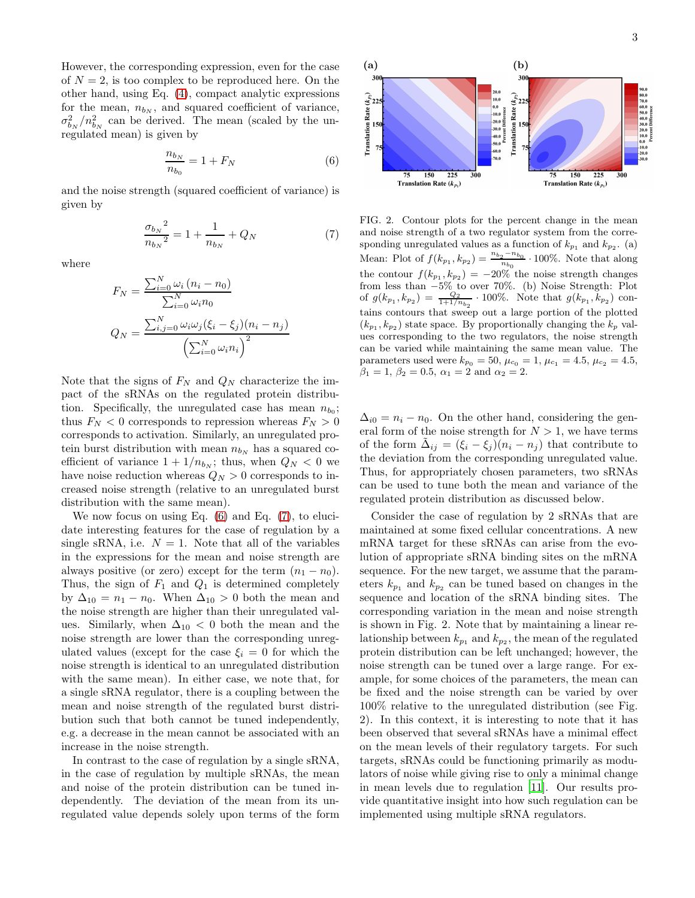However, the corresponding expression, even for the case of $N = 2$, is too complex to be reproduced here. On the other hand, using Eq. (4), compact analytic expressions for the mean, $n_{b_N}$, and squared coefficient of variance, $\sigma_{b_N}^2/n_{b_N}^2$ can be derived. The mean (scaled by the unregulated mean) is given by

$$\frac{n_{b_N}}{n_{b_0}} = 1 + F_N \tag{6}$$

and the noise strength (squared coefficient of variance) is given by

$$\frac{{\sigma_{b_N}}^2}{{n_{b_N}}^2} = 1 + \frac{1}{n_{b_N}} + Q_N \tag{7}$$

where

$$F_N = \frac{\sum_{i=0}^{N} \omega_i \left(n_i - n_0\right)}{\sum_{i=0}^{N} \omega_i n_0}$$

$$Q_N = \frac{\sum_{i,j=0}^{N} \omega_i \omega_j (\xi_i - \xi_j)(n_i - n_j)}{\left(\sum_{i=0}^{N} \omega_i n_i\right)^2}$$

Note that the signs of $F_N$ and $Q_N$ characterize the impact of the sRNAs on the regulated protein distribution. Specifically, the unregulated case has mean $n_{b_0}$; thus $F_N < 0$ corresponds to repression whereas $F_N > 0$ corresponds to activation. Similarly, an unregulated protein burst distribution with mean $n_{b_N}$ has a squared coefficient of variance $1 + 1/n_{b_N}$; thus, when $Q_N < 0$ we have noise reduction whereas $Q_N > 0$ corresponds to increased noise strength (relative to an unregulated burst distribution with the same mean).

We now focus on using Eq. (6) and Eq. (7), to elucidate interesting features for the case of regulation by a single sRNA, i.e. $N = 1$. Note that all of the variables in the expressions for the mean and noise strength are always positive (or zero) except for the term $(n_1 - n_0)$. Thus, the sign of $F_1$ and $Q_1$ is determined completely by $\Delta_{10} = n_1 - n_0$. When $\Delta_{10} > 0$ both the mean and the noise strength are higher than their unregulated values. Similarly, when $\Delta_{10} < 0$ both the mean and the noise strength are lower than the corresponding unregulated values (except for the case $\xi_i = 0$ for which the noise strength is identical to an unregulated distribution with the same mean). In either case, we note that, for a single sRNA regulator, there is a coupling between the mean and noise strength of the regulated burst distribution such that both cannot be tuned independently, e.g. a decrease in the mean cannot be associated with an increase in the noise strength.

In contrast to the case of regulation by a single sRNA, in the case of regulation by multiple sRNAs, the mean and noise of the protein distribution can be tuned independently. The deviation of the mean from its unregulated value depends solely upon terms of the form $\Delta_{i0} = n_i - n_0$. On the other hand, considering the general form of the noise strength for $N > 1$, we have terms of the form $\tilde{\Delta}_{ij} = (\xi_i - \xi_j)(n_i - n_j)$ that contribute to the deviation from the corresponding unregulated value. Thus, for appropriately chosen parameters, two sRNAs can be used to tune both the mean and variance of the regulated protein distribution as discussed below.

(a)

Translation Rate ($k_{p_2}$)
Translation Rate ($k_{p_1}$)
75 150 225 300
Percent Difference
20.0 10.0 0.0 -10.0 -20.0 -30.0 -40.0 -50.0 -60.0 -70.0

(b)

Translation Rate ($k_{p_2}$)
Translation Rate ($k_{p_1}$)
75 150 225 300
Percent Difference
90.0 80.0 70.0 60.0 50.0 40.0 30.0 20.0 10.0 0.0 -10.0 -20.0 -30.0

FIG. 2. Contour plots for the percent change in the mean and noise strength of a two regulator system from the corresponding unregulated values as a function of $k_{p_1}$ and $k_{p_2}$. (a) Mean: Plot of $f(k_{p_1}, k_{p_2}) = \frac{n_{b_2} - n_{b_0}}{n_{b_0}} \cdot 100\%$. Note that along the contour $f(k_{p_1}, k_{p_2}) = -20\%$ the noise strength changes from less than $-5\%$ to over $70\%$. (b) Noise Strength: Plot of $g(k_{p_1}, k_{p_2}) = \frac{Q_2}{1 + 1/n_{b_2}} \cdot 100\%$. Note that $g(k_{p_1}, k_{p_2})$ contains contours that sweep out a large portion of the plotted $(k_{p_1}, k_{p_2})$ state space. By proportionally changing the $k_p$ values corresponding to the two regulators, the noise strength can be varied while maintaining the same mean value. The parameters used were $k_{p_0} = 50$, $\mu_{c_0} = 1$, $\mu_{c_1} = 4.5$, $\mu_{c_2} = 4.5$, $\beta_1 = 1$, $\beta_2 = 0.5$, $\alpha_1 = 2$ and $\alpha_2 = 2$.

Consider the case of regulation by 2 sRNAs that are maintained at some fixed cellular concentrations. A new mRNA target for these sRNAs can arise from the evolution of appropriate sRNA binding sites on the mRNA sequence. For the new target, we assume that the parameters $k_{p_1}$ and $k_{p_2}$ can be tuned based on changes in the sequence and location of the sRNA binding sites. The corresponding variation in the mean and noise strength is shown in Fig. 2. Note that by maintaining a linear relationship between $k_{p_1}$ and $k_{p_2}$, the mean of the regulated protein distribution can be left unchanged; however, the noise strength can be tuned over a large range. For example, for some choices of the parameters, the mean can be fixed and the noise strength can be varied by over 100% relative to the unregulated distribution (see Fig. 2). In this context, it is interesting to note that it has been observed that several sRNAs have a minimal effect on the mean levels of their regulatory targets. For such targets, sRNAs could be functioning primarily as modulators of noise while giving rise to only a minimal change in mean levels due to regulation [11]. Our results provide quantitative insight into how such regulation can be implemented using multiple sRNA regulators.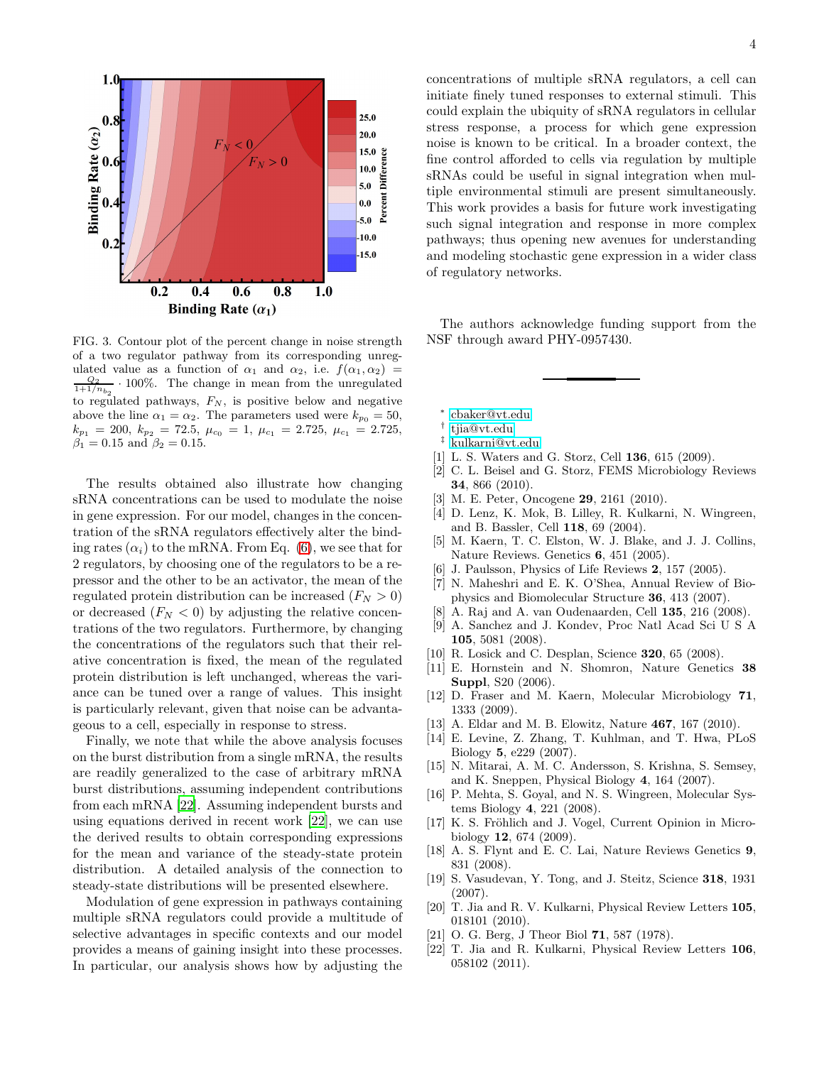1.0
0.8
0.6
0.4
0.2
Binding Rate ($\alpha_2$)
0.2 0.4 0.6 0.8 1.0
Binding Rate ($\alpha_1$)
$F_N < 0$
$F_N > 0$
25.0
20.0
15.0
10.0
5.0
0.0
-5.0
-10.0
-15.0
Percent Difference

FIG. 3. Contour plot of the percent change in noise strength of a two regulator pathway from its corresponding unregulated value as a function of $\alpha_1$ and $\alpha_2$, i.e. $f(\alpha_1, \alpha_2) = \frac{Q_2}{1+1/n_{b_2}} \cdot 100\%$. The change in mean from the unregulated to regulated pathways, $F_N$, is positive below and negative above the line $\alpha_1 = \alpha_2$. The parameters used were $k_{p_0} = 50$, $k_{p_1} = 200$, $k_{p_2} = 72.5$, $\mu_{c_0} = 1$, $\mu_{c_1} = 2.725$, $\mu_{c_1} = 2.725$, $\beta_1 = 0.15$ and $\beta_2 = 0.15$.

The results obtained also illustrate how changing sRNA concentrations can be used to modulate the noise in gene expression. For our model, changes in the concentration of the sRNA regulators effectively alter the binding rates ($\alpha_i$) to the mRNA. From Eq. (6), we see that for 2 regulators, by choosing one of the regulators to be a repressor and the other to be an activator, the mean of the regulated protein distribution can be increased ($F_N > 0$) or decreased ($F_N < 0$) by adjusting the relative concentrations of the two regulators. Furthermore, by changing the concentrations of the regulators such that their relative concentration is fixed, the mean of the regulated protein distribution is left unchanged, whereas the variance can be tuned over a range of values. This insight is particularly relevant, given that noise can be advantageous to a cell, especially in response to stress.

Finally, we note that while the above analysis focuses on the burst distribution from a single mRNA, the results are readily generalized to the case of arbitrary mRNA burst distributions, assuming independent contributions from each mRNA [22]. Assuming independent bursts and using equations derived in recent work [22], we can use the derived results to obtain corresponding expressions for the mean and variance of the steady-state protein distribution. A detailed analysis of the connection to steady-state distributions will be presented elsewhere.

Modulation of gene expression in pathways containing multiple sRNA regulators could provide a multitude of selective advantages in specific contexts and our model provides a means of gaining insight into these processes. In particular, our analysis shows how by adjusting the concentrations of multiple sRNA regulators, a cell can initiate finely tuned responses to external stimuli. This could explain the ubiquity of sRNA regulators in cellular stress response, a process for which gene expression noise is known to be critical. In a broader context, the fine control afforded to cells via regulation by multiple sRNAs could be useful in signal integration when multiple environmental stimuli are present simultaneously. This work provides a basis for future work investigating such signal integration and response in more complex pathways; thus opening new avenues for understanding and modeling stochastic gene expression in a wider class of regulatory networks.

The authors acknowledge funding support from the NSF through award PHY-0957430.

---

[*] cbaker@vt.edu
[†] tjia@vt.edu
[‡] kulkarni@vt.edu

[1] L. S. Waters and G. Storz, Cell **136**, 615 (2009).
[2] C. L. Beisel and G. Storz, FEMS Microbiology Reviews **34**, 866 (2010).
[3] M. E. Peter, Oncogene **29**, 2161 (2010).
[4] D. Lenz, K. Mok, B. Lilley, R. Kulkarni, N. Wingreen, and B. Bassler, Cell **118**, 69 (2004).
[5] M. Kaern, T. C. Elston, W. J. Blake, and J. J. Collins, Nature Reviews. Genetics **6**, 451 (2005).
[6] J. Paulsson, Physics of Life Reviews **2**, 157 (2005).
[7] N. Maheshri and E. K. O'Shea, Annual Review of Biophysics and Biomolecular Structure **36**, 413 (2007).
[8] A. Raj and A. van Oudenaarden, Cell **135**, 216 (2008).
[9] A. Sanchez and J. Kondev, Proc Natl Acad Sci U S A **105**, 5081 (2008).
[10] R. Losick and C. Desplan, Science **320**, 65 (2008).
[11] E. Hornstein and N. Shomron, Nature Genetics **38 Suppl**, S20 (2006).
[12] D. Fraser and M. Kaern, Molecular Microbiology **71**, 1333 (2009).
[13] A. Eldar and M. B. Elowitz, Nature **467**, 167 (2010).
[14] E. Levine, Z. Zhang, T. Kuhlman, and T. Hwa, PLoS Biology **5**, e229 (2007).
[15] N. Mitarai, A. M. C. Andersson, S. Krishna, S. Semsey, and K. Sneppen, Physical Biology **4**, 164 (2007).
[16] P. Mehta, S. Goyal, and N. S. Wingreen, Molecular Systems Biology **4**, 221 (2008).
[17] K. S. Fröhlich and J. Vogel, Current Opinion in Microbiology **12**, 674 (2009).
[18] A. S. Flynt and E. C. Lai, Nature Reviews Genetics **9**, 831 (2008).
[19] S. Vasudevan, Y. Tong, and J. Steitz, Science **318**, 1931 (2007).
[20] T. Jia and R. V. Kulkarni, Physical Review Letters **105**, 018101 (2010).
[21] O. G. Berg, J Theor Biol **71**, 587 (1978).
[22] T. Jia and R. Kulkarni, Physical Review Letters **106**, 058102 (2011).